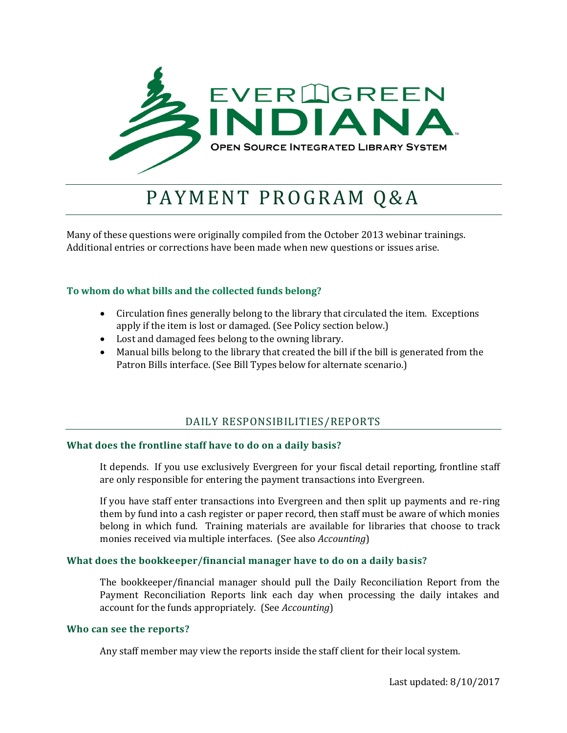# PAYMENT PROGRAM Q&A

Many of these questions were originally compiled from the October 2013 webinar trainings. Additional entries or corrections have been made when new questions or issues arise.

### To whom do what bills and the collected funds belong?

- Circulation fines generally belong to the library that circulated the item. Exceptions apply if the item is lost or damaged. (See Policy section below.)
- Lost and damaged fees belong to the owning library.
- Manual bills belong to the library that created the bill if the bill is generated from the Patron Bills interface. (See Bill Types below for alternate scenario.)

## DAILY RESPONSIBILITIES/REPORTS

### What does the frontline staff have to do on a daily basis?

It depends. If you use exclusively Evergreen for your fiscal detail reporting, frontline staff are only responsible for entering the payment transactions into Evergreen.

If you have staff enter transactions into Evergreen and then split up payments and re-ring them by fund into a cash register or paper record, then staff must be aware of which monies belong in which fund. Training materials are available for libraries that choose to track monies received via multiple interfaces. (See also *Accounting*)

### What does the bookkeeper/financial manager have to do on a daily basis?

The bookkeeper/financial manager should pull the Daily Reconciliation Report from the Payment Reconciliation Reports link each day when processing the daily intakes and account for the funds appropriately. (See *Accounting*)

### Who can see the reports?

Any staff member may view the reports inside the staff client for their local system.

Last updated: 8/10/2017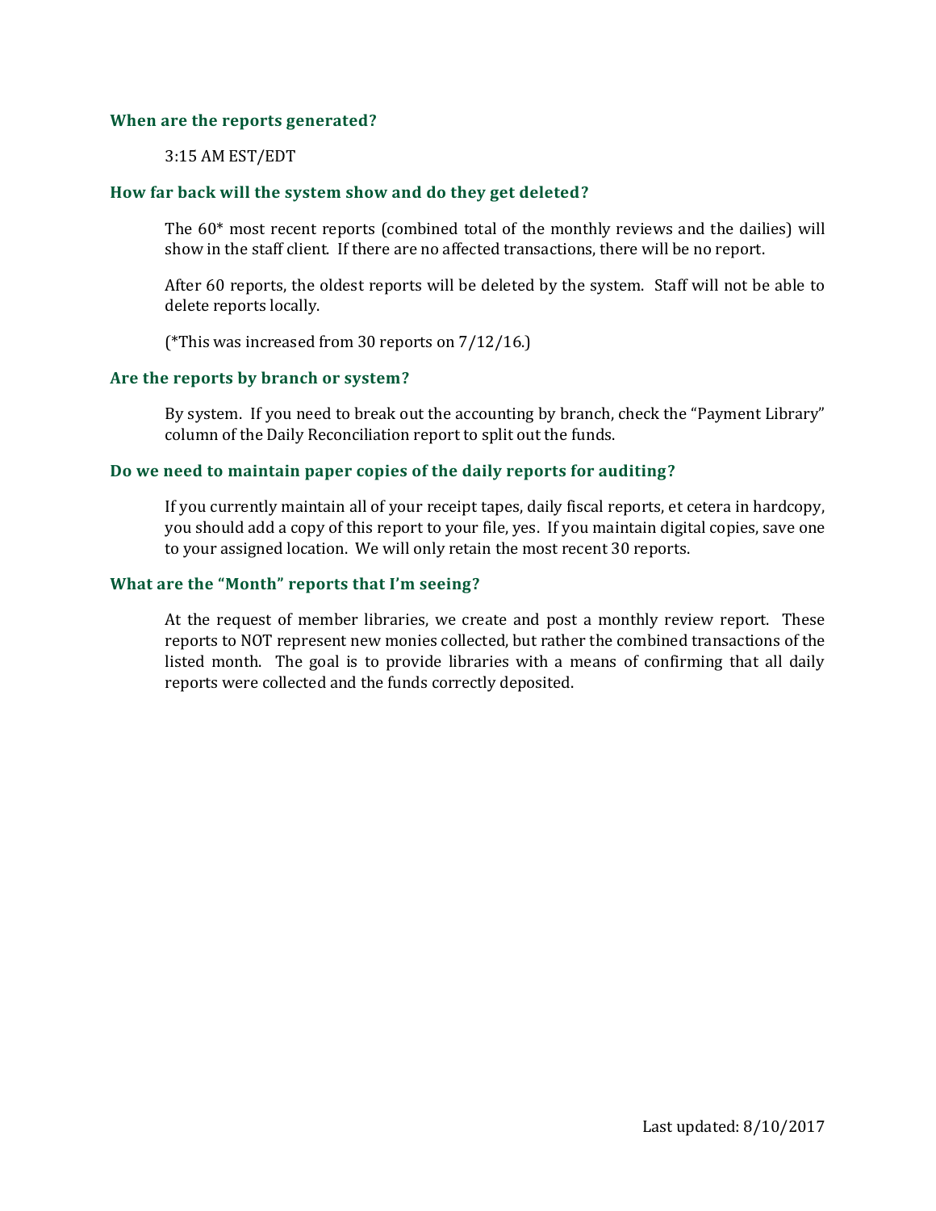### When are the reports generated?

3:15 AM EST/EDT

### How far back will the system show and do they get deleted?

The 60* most recent reports (combined total of the monthly reviews and the dailies) will show in the staff client. If there are no affected transactions, there will be no report.

After 60 reports, the oldest reports will be deleted by the system. Staff will not be able to delete reports locally.

(*This was increased from 30 reports on 7/12/16.)

### Are the reports by branch or system?

By system. If you need to break out the accounting by branch, check the "Payment Library" column of the Daily Reconciliation report to split out the funds.

### Do we need to maintain paper copies of the daily reports for auditing?

If you currently maintain all of your receipt tapes, daily fiscal reports, et cetera in hardcopy, you should add a copy of this report to your file, yes. If you maintain digital copies, save one to your assigned location. We will only retain the most recent 30 reports.

### What are the "Month" reports that I'm seeing?

At the request of member libraries, we create and post a monthly review report. These reports to NOT represent new monies collected, but rather the combined transactions of the listed month. The goal is to provide libraries with a means of confirming that all daily reports were collected and the funds correctly deposited.

Last updated: 8/10/2017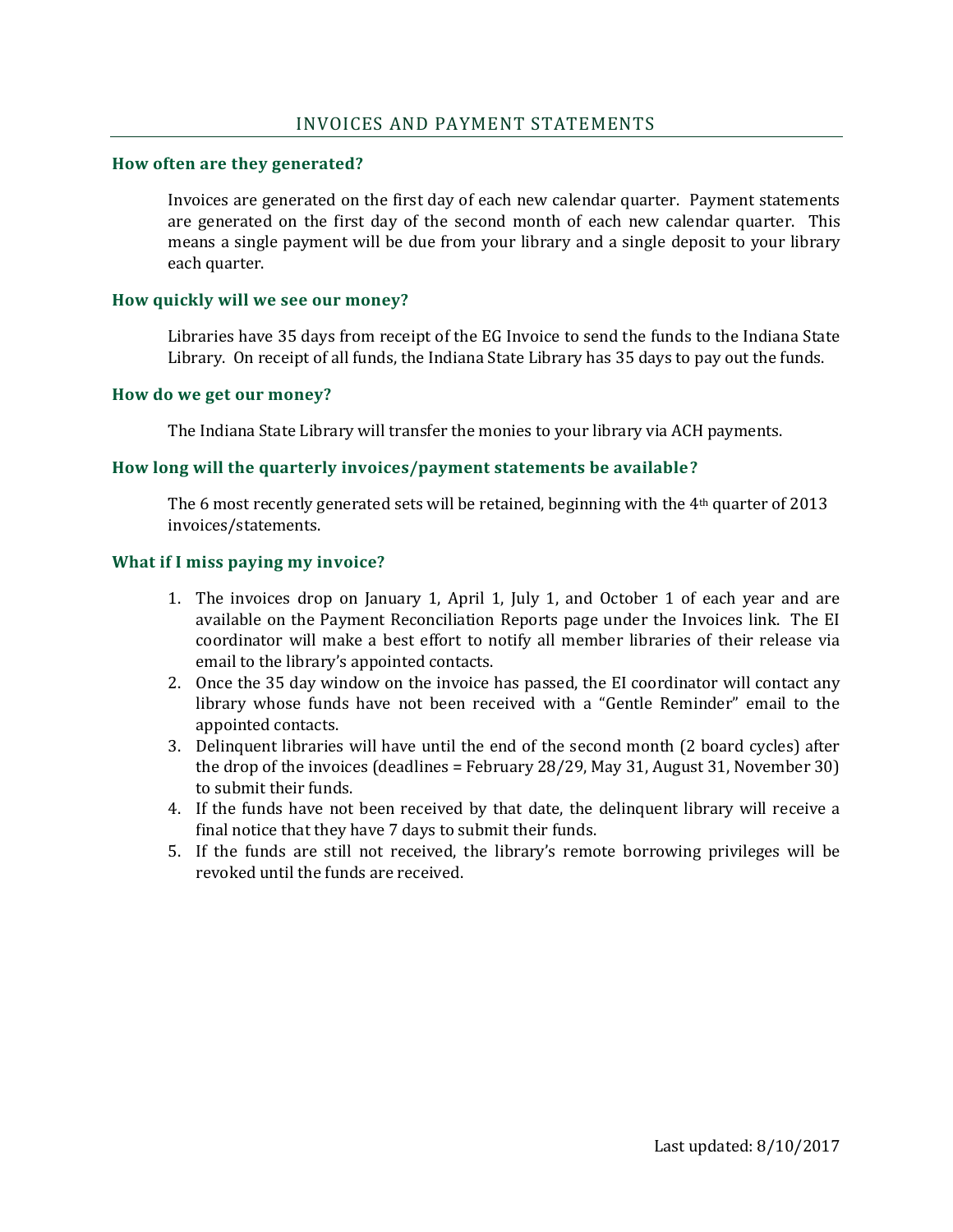## INVOICES AND PAYMENT STATEMENTS

### How often are they generated?

Invoices are generated on the first day of each new calendar quarter. Payment statements are generated on the first day of the second month of each new calendar quarter. This means a single payment will be due from your library and a single deposit to your library each quarter.

### How quickly will we see our money?

Libraries have 35 days from receipt of the EG Invoice to send the funds to the Indiana State Library. On receipt of all funds, the Indiana State Library has 35 days to pay out the funds.

### How do we get our money?

The Indiana State Library will transfer the monies to your library via ACH payments.

### How long will the quarterly invoices/payment statements be available?

The 6 most recently generated sets will be retained, beginning with the 4th quarter of 2013 invoices/statements.

### What if I miss paying my invoice?

1. The invoices drop on January 1, April 1, July 1, and October 1 of each year and are available on the Payment Reconciliation Reports page under the Invoices link. The EI coordinator will make a best effort to notify all member libraries of their release via email to the library's appointed contacts.
2. Once the 35 day window on the invoice has passed, the EI coordinator will contact any library whose funds have not been received with a "Gentle Reminder" email to the appointed contacts.
3. Delinquent libraries will have until the end of the second month (2 board cycles) after the drop of the invoices (deadlines = February 28/29, May 31, August 31, November 30) to submit their funds.
4. If the funds have not been received by that date, the delinquent library will receive a final notice that they have 7 days to submit their funds.
5. If the funds are still not received, the library's remote borrowing privileges will be revoked until the funds are received.

Last updated: 8/10/2017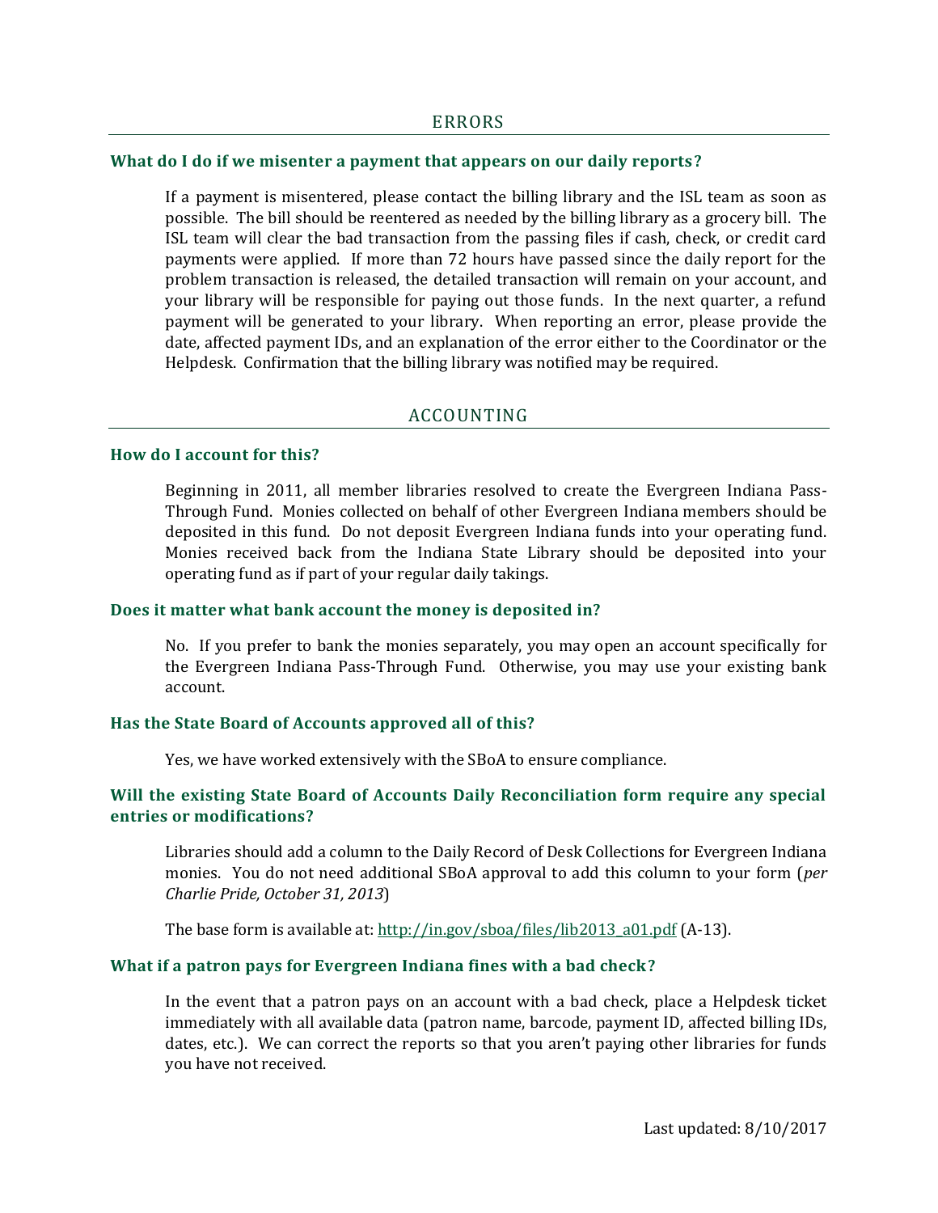## ERRORS

### What do I do if we misenter a payment that appears on our daily reports?

If a payment is misentered, please contact the billing library and the ISL team as soon as possible. The bill should be reentered as needed by the billing library as a grocery bill. The ISL team will clear the bad transaction from the passing files if cash, check, or credit card payments were applied. If more than 72 hours have passed since the daily report for the problem transaction is released, the detailed transaction will remain on your account, and your library will be responsible for paying out those funds. In the next quarter, a refund payment will be generated to your library. When reporting an error, please provide the date, affected payment IDs, and an explanation of the error either to the Coordinator or the Helpdesk. Confirmation that the billing library was notified may be required.

## ACCOUNTING

### How do I account for this?

Beginning in 2011, all member libraries resolved to create the Evergreen Indiana Pass-Through Fund. Monies collected on behalf of other Evergreen Indiana members should be deposited in this fund. Do not deposit Evergreen Indiana funds into your operating fund. Monies received back from the Indiana State Library should be deposited into your operating fund as if part of your regular daily takings.

### Does it matter what bank account the money is deposited in?

No. If you prefer to bank the monies separately, you may open an account specifically for the Evergreen Indiana Pass-Through Fund. Otherwise, you may use your existing bank account.

### Has the State Board of Accounts approved all of this?

Yes, we have worked extensively with the SBoA to ensure compliance.

### Will the existing State Board of Accounts Daily Reconciliation form require any special entries or modifications?

Libraries should add a column to the Daily Record of Desk Collections for Evergreen Indiana monies. You do not need additional SBoA approval to add this column to your form (*per Charlie Pride, October 31, 2013*)

The base form is available at: http://in.gov/sboa/files/lib2013_a01.pdf (A-13).

### What if a patron pays for Evergreen Indiana fines with a bad check?

In the event that a patron pays on an account with a bad check, place a Helpdesk ticket immediately with all available data (patron name, barcode, payment ID, affected billing IDs, dates, etc.). We can correct the reports so that you aren't paying other libraries for funds you have not received.

Last updated: 8/10/2017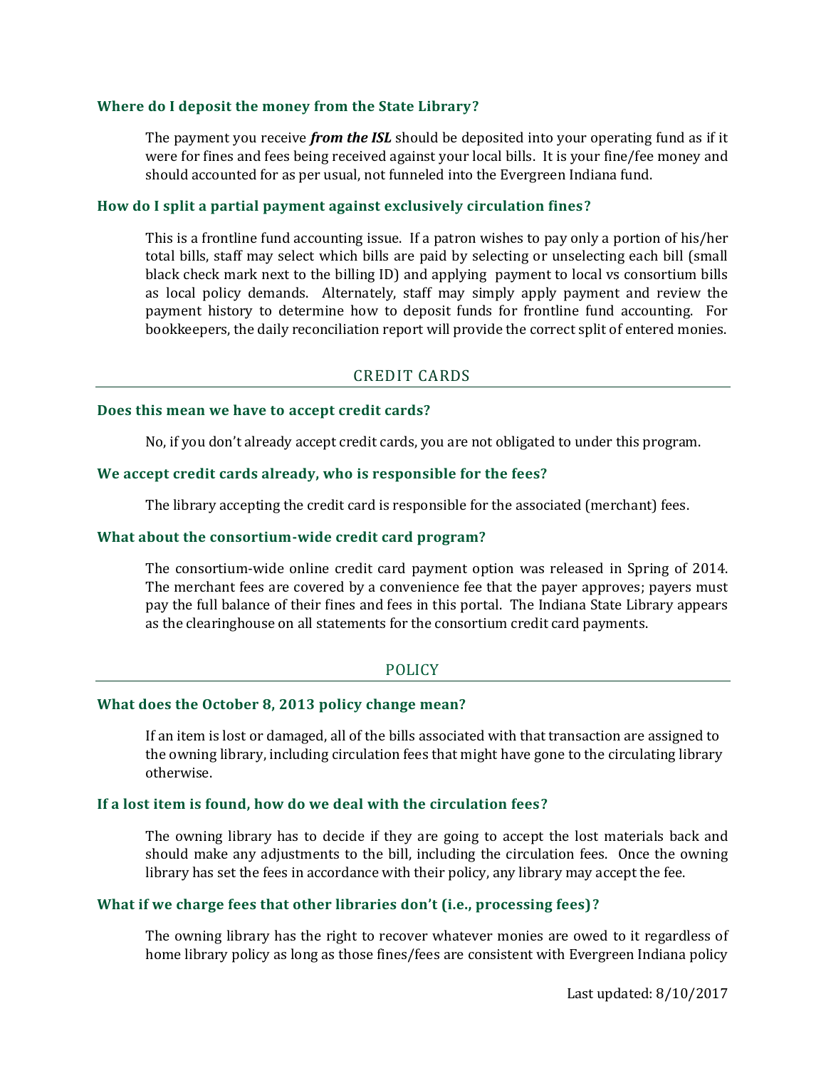### Where do I deposit the money from the State Library?

The payment you receive ***from the ISL*** should be deposited into your operating fund as if it were for fines and fees being received against your local bills. It is your fine/fee money and should accounted for as per usual, not funneled into the Evergreen Indiana fund.

### How do I split a partial payment against exclusively circulation fines?

This is a frontline fund accounting issue. If a patron wishes to pay only a portion of his/her total bills, staff may select which bills are paid by selecting or unselecting each bill (small black check mark next to the billing ID) and applying payment to local vs consortium bills as local policy demands. Alternately, staff may simply apply payment and review the payment history to determine how to deposit funds for frontline fund accounting. For bookkeepers, the daily reconciliation report will provide the correct split of entered monies.

## CREDIT CARDS

### Does this mean we have to accept credit cards?

No, if you don't already accept credit cards, you are not obligated to under this program.

### We accept credit cards already, who is responsible for the fees?

The library accepting the credit card is responsible for the associated (merchant) fees.

### What about the consortium-wide credit card program?

The consortium-wide online credit card payment option was released in Spring of 2014. The merchant fees are covered by a convenience fee that the payer approves; payers must pay the full balance of their fines and fees in this portal. The Indiana State Library appears as the clearinghouse on all statements for the consortium credit card payments.

## POLICY

### What does the October 8, 2013 policy change mean?

If an item is lost or damaged, all of the bills associated with that transaction are assigned to the owning library, including circulation fees that might have gone to the circulating library otherwise.

### If a lost item is found, how do we deal with the circulation fees?

The owning library has to decide if they are going to accept the lost materials back and should make any adjustments to the bill, including the circulation fees. Once the owning library has set the fees in accordance with their policy, any library may accept the fee.

### What if we charge fees that other libraries don't (i.e., processing fees)?

The owning library has the right to recover whatever monies are owed to it regardless of home library policy as long as those fines/fees are consistent with Evergreen Indiana policy

Last updated: 8/10/2017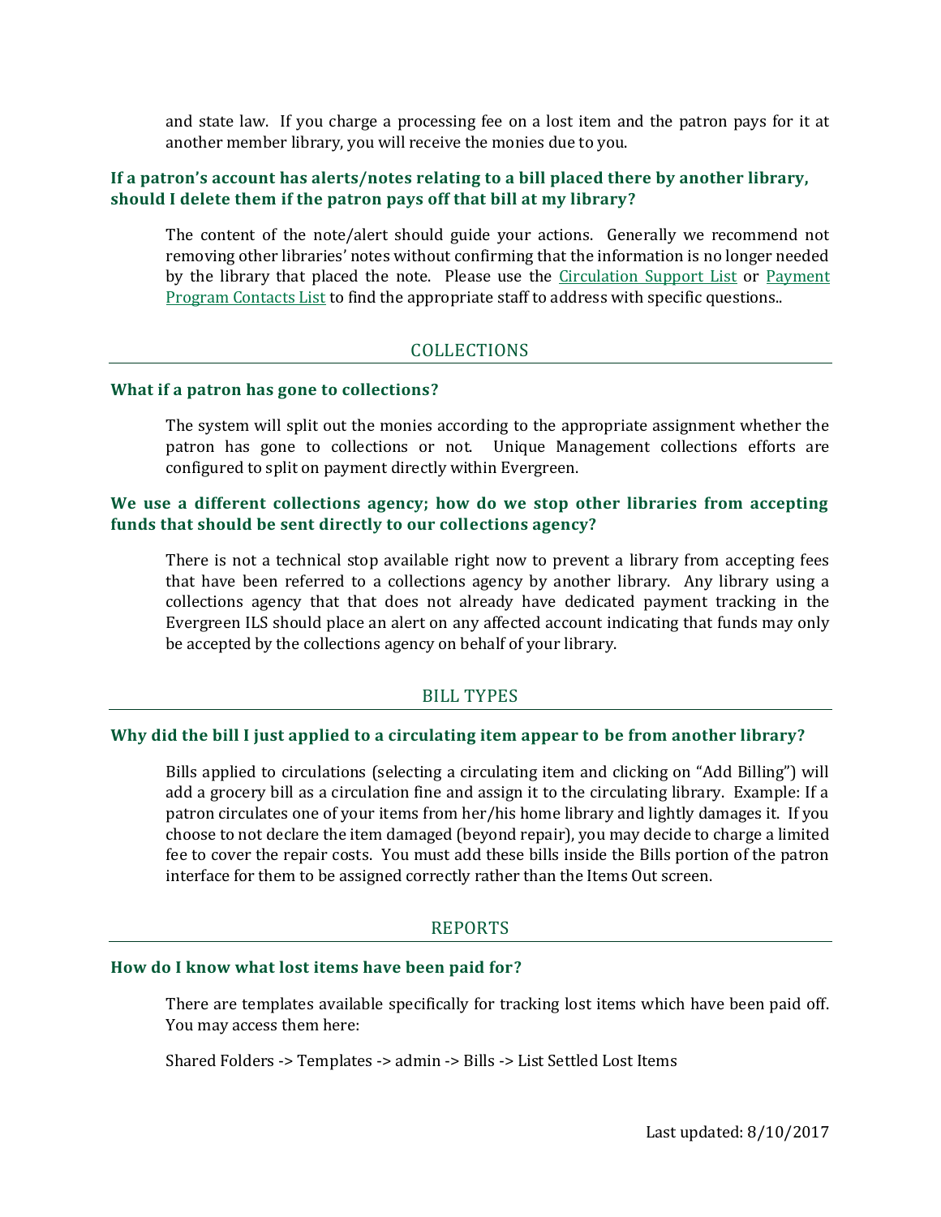and state law. If you charge a processing fee on a lost item and the patron pays for it at another member library, you will receive the monies due to you.

### If a patron's account has alerts/notes relating to a bill placed there by another library, should I delete them if the patron pays off that bill at my library?

The content of the note/alert should guide your actions. Generally we recommend not removing other libraries' notes without confirming that the information is no longer needed by the library that placed the note. Please use the Circulation Support List or Payment Program Contacts List to find the appropriate staff to address with specific questions..

## COLLECTIONS

### What if a patron has gone to collections?

The system will split out the monies according to the appropriate assignment whether the patron has gone to collections or not. Unique Management collections efforts are configured to split on payment directly within Evergreen.

### We use a different collections agency; how do we stop other libraries from accepting funds that should be sent directly to our collections agency?

There is not a technical stop available right now to prevent a library from accepting fees that have been referred to a collections agency by another library. Any library using a collections agency that that does not already have dedicated payment tracking in the Evergreen ILS should place an alert on any affected account indicating that funds may only be accepted by the collections agency on behalf of your library.

## BILL TYPES

### Why did the bill I just applied to a circulating item appear to be from another library?

Bills applied to circulations (selecting a circulating item and clicking on "Add Billing") will add a grocery bill as a circulation fine and assign it to the circulating library. Example: If a patron circulates one of your items from her/his home library and lightly damages it. If you choose to not declare the item damaged (beyond repair), you may decide to charge a limited fee to cover the repair costs. You must add these bills inside the Bills portion of the patron interface for them to be assigned correctly rather than the Items Out screen.

## REPORTS

### How do I know what lost items have been paid for?

There are templates available specifically for tracking lost items which have been paid off. You may access them here:

Shared Folders -> Templates -> admin -> Bills -> List Settled Lost Items

Last updated: 8/10/2017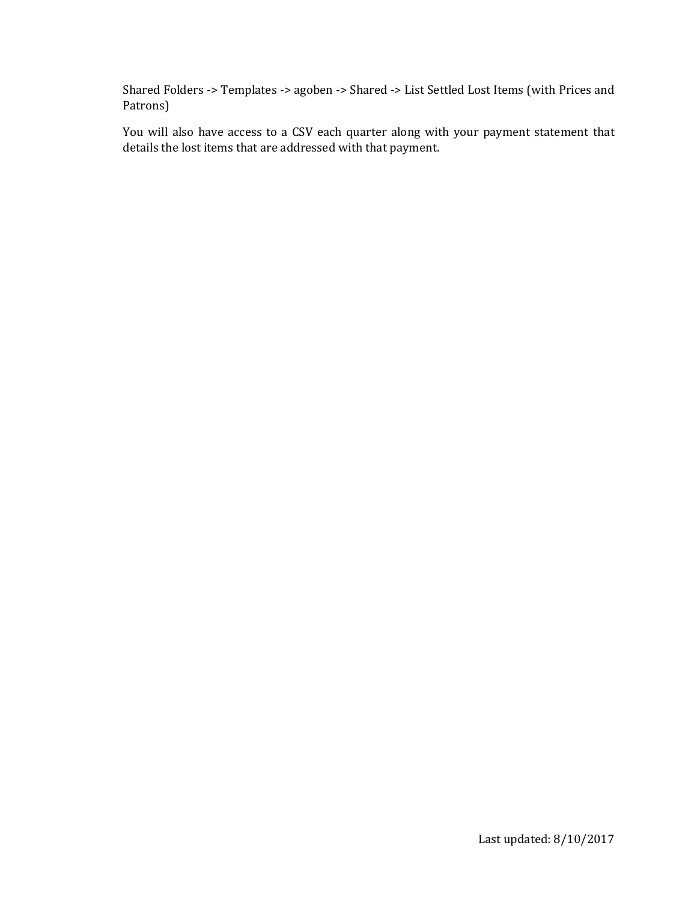Shared Folders -> Templates -> agoben -> Shared -> List Settled Lost Items (with Prices and Patrons)

You will also have access to a CSV each quarter along with your payment statement that details the lost items that are addressed with that payment.

Last updated: 8/10/2017